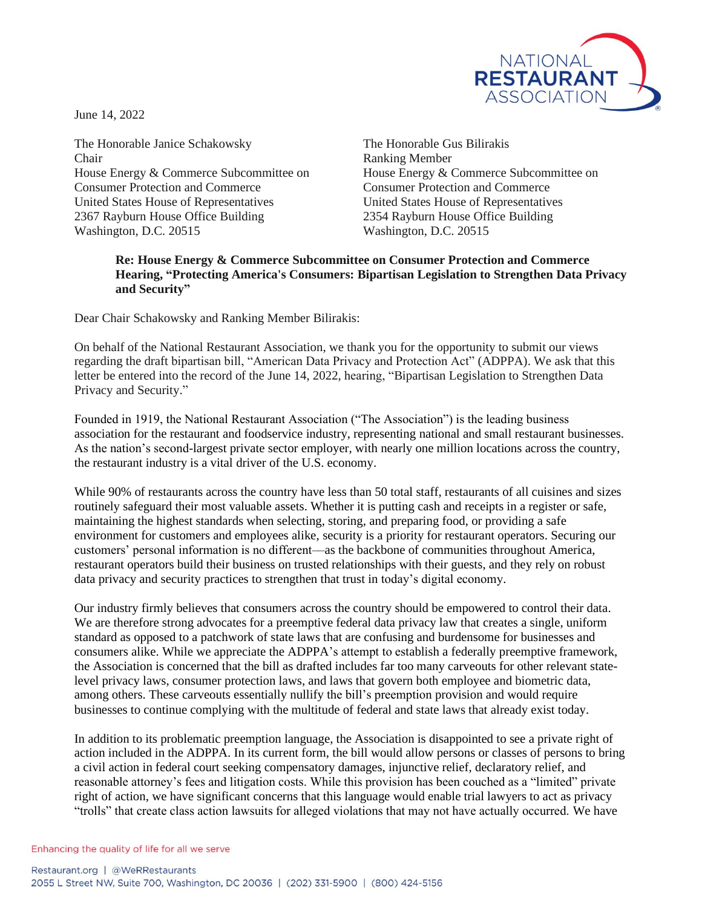June 14, 2022

The Honorable Janice Schakowsky
Chair
House Energy & Commerce Subcommittee on Consumer Protection and Commerce
United States House of Representatives
2367 Rayburn House Office Building
Washington, D.C. 20515

The Honorable Gus Bilirakis
Ranking Member
House Energy & Commerce Subcommittee on Consumer Protection and Commerce
United States House of Representatives
2354 Rayburn House Office Building
Washington, D.C. 20515

**Re: House Energy & Commerce Subcommittee on Consumer Protection and Commerce Hearing, "Protecting America's Consumers: Bipartisan Legislation to Strengthen Data Privacy and Security"**

Dear Chair Schakowsky and Ranking Member Bilirakis:

On behalf of the National Restaurant Association, we thank you for the opportunity to submit our views regarding the draft bipartisan bill, "American Data Privacy and Protection Act" (ADPPA). We ask that this letter be entered into the record of the June 14, 2022, hearing, "Bipartisan Legislation to Strengthen Data Privacy and Security."

Founded in 1919, the National Restaurant Association ("The Association") is the leading business association for the restaurant and foodservice industry, representing national and small restaurant businesses. As the nation's second-largest private sector employer, with nearly one million locations across the country, the restaurant industry is a vital driver of the U.S. economy.

While 90% of restaurants across the country have less than 50 total staff, restaurants of all cuisines and sizes routinely safeguard their most valuable assets. Whether it is putting cash and receipts in a register or safe, maintaining the highest standards when selecting, storing, and preparing food, or providing a safe environment for customers and employees alike, security is a priority for restaurant operators. Securing our customers' personal information is no different—as the backbone of communities throughout America, restaurant operators build their business on trusted relationships with their guests, and they rely on robust data privacy and security practices to strengthen that trust in today's digital economy.

Our industry firmly believes that consumers across the country should be empowered to control their data. We are therefore strong advocates for a preemptive federal data privacy law that creates a single, uniform standard as opposed to a patchwork of state laws that are confusing and burdensome for businesses and consumers alike. While we appreciate the ADPPA's attempt to establish a federally preemptive framework, the Association is concerned that the bill as drafted includes far too many carveouts for other relevant state-level privacy laws, consumer protection laws, and laws that govern both employee and biometric data, among others. These carveouts essentially nullify the bill's preemption provision and would require businesses to continue complying with the multitude of federal and state laws that already exist today.

In addition to its problematic preemption language, the Association is disappointed to see a private right of action included in the ADPPA. In its current form, the bill would allow persons or classes of persons to bring a civil action in federal court seeking compensatory damages, injunctive relief, declaratory relief, and reasonable attorney's fees and litigation costs. While this provision has been couched as a "limited" private right of action, we have significant concerns that this language would enable trial lawyers to act as privacy "trolls" that create class action lawsuits for alleged violations that may not have actually occurred. We have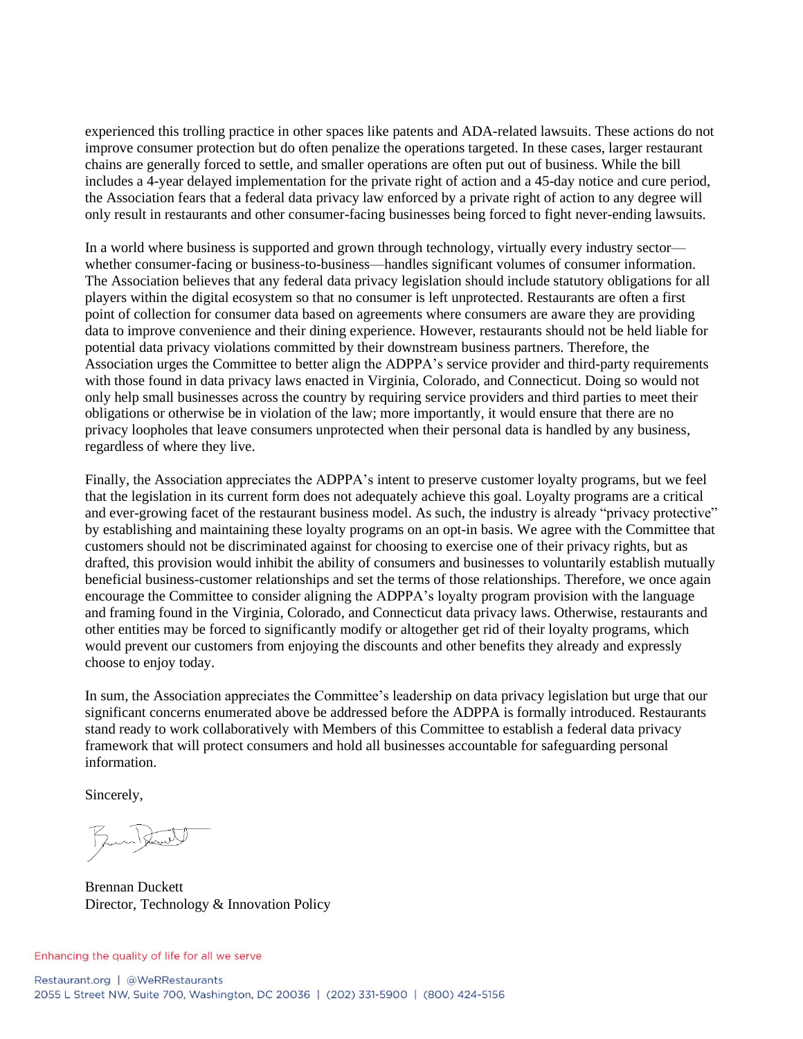experienced this trolling practice in other spaces like patents and ADA-related lawsuits. These actions do not improve consumer protection but do often penalize the operations targeted. In these cases, larger restaurant chains are generally forced to settle, and smaller operations are often put out of business. While the bill includes a 4-year delayed implementation for the private right of action and a 45-day notice and cure period, the Association fears that a federal data privacy law enforced by a private right of action to any degree will only result in restaurants and other consumer-facing businesses being forced to fight never-ending lawsuits.

In a world where business is supported and grown through technology, virtually every industry sector—whether consumer-facing or business-to-business—handles significant volumes of consumer information. The Association believes that any federal data privacy legislation should include statutory obligations for all players within the digital ecosystem so that no consumer is left unprotected. Restaurants are often a first point of collection for consumer data based on agreements where consumers are aware they are providing data to improve convenience and their dining experience. However, restaurants should not be held liable for potential data privacy violations committed by their downstream business partners. Therefore, the Association urges the Committee to better align the ADPPA's service provider and third-party requirements with those found in data privacy laws enacted in Virginia, Colorado, and Connecticut. Doing so would not only help small businesses across the country by requiring service providers and third parties to meet their obligations or otherwise be in violation of the law; more importantly, it would ensure that there are no privacy loopholes that leave consumers unprotected when their personal data is handled by any business, regardless of where they live.

Finally, the Association appreciates the ADPPA's intent to preserve customer loyalty programs, but we feel that the legislation in its current form does not adequately achieve this goal. Loyalty programs are a critical and ever-growing facet of the restaurant business model. As such, the industry is already "privacy protective" by establishing and maintaining these loyalty programs on an opt-in basis. We agree with the Committee that customers should not be discriminated against for choosing to exercise one of their privacy rights, but as drafted, this provision would inhibit the ability of consumers and businesses to voluntarily establish mutually beneficial business-customer relationships and set the terms of those relationships. Therefore, we once again encourage the Committee to consider aligning the ADPPA's loyalty program provision with the language and framing found in the Virginia, Colorado, and Connecticut data privacy laws. Otherwise, restaurants and other entities may be forced to significantly modify or altogether get rid of their loyalty programs, which would prevent our customers from enjoying the discounts and other benefits they already and expressly choose to enjoy today.

In sum, the Association appreciates the Committee's leadership on data privacy legislation but urge that our significant concerns enumerated above be addressed before the ADPPA is formally introduced. Restaurants stand ready to work collaboratively with Members of this Committee to establish a federal data privacy framework that will protect consumers and hold all businesses accountable for safeguarding personal information.

Sincerely,

Brennan Duckett
Director, Technology & Innovation Policy

Enhancing the quality of life for all we serve

Restaurant.org | @WeRRestaurants
2055 L Street NW, Suite 700, Washington, DC 20036 | (202) 331-5900 | (800) 424-5156